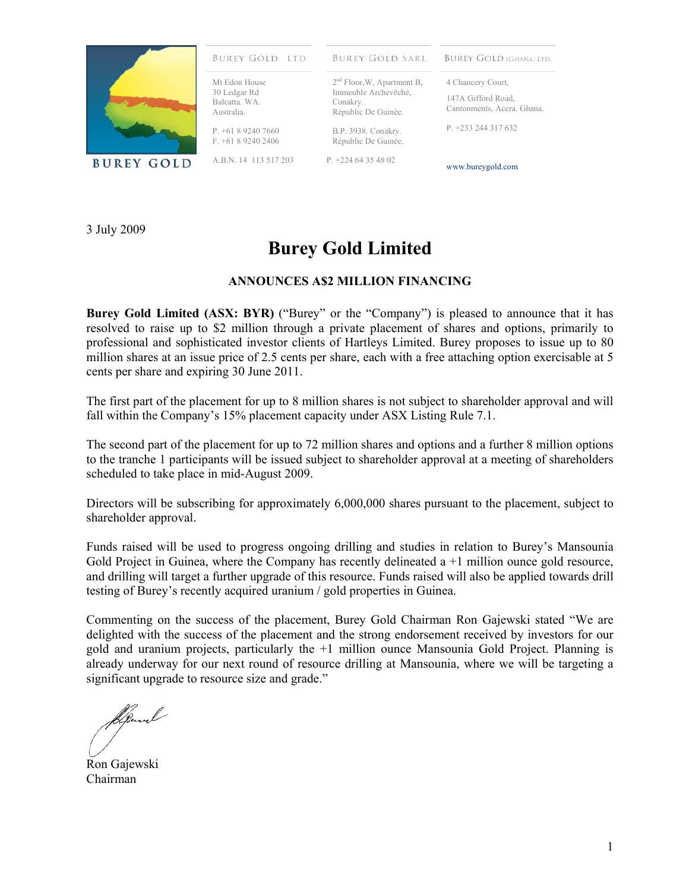BUREY GOLD

| BUREY GOLD LTD | BUREY GOLD SARL | BUREY GOLD (GHANA) LTD. |
| --- | --- | --- |
| Mt Edon House<br>30 Ledgar Rd<br>Balcatta. WA.<br>Australia. | 2nd Floor,W, Apartment B,<br>Immeuble Archevêché,<br>Conakry.<br>Républic De Guinée. | 4 Chancery Court,<br>147A Gifford Road,<br>Cantonments, Accra. Ghana. |
| P. +61 8 9240 7660<br>F. +61 8 9240 2406 | B.P. 3938. Conakry.<br>Républic De Guinée. | P. +233 244 317 632 |
| A.B.N. 14 113 517 203 | P. +224 64 35 48 02 | www.bureygold.com |

3 July 2009

# Burey Gold Limited

## ANNOUNCES A$2 MILLION FINANCING

**Burey Gold Limited (ASX: BYR)** ("Burey" or the "Company") is pleased to announce that it has resolved to raise up to $2 million through a private placement of shares and options, primarily to professional and sophisticated investor clients of Hartleys Limited. Burey proposes to issue up to 80 million shares at an issue price of 2.5 cents per share, each with a free attaching option exercisable at 5 cents per share and expiring 30 June 2011.

The first part of the placement for up to 8 million shares is not subject to shareholder approval and will fall within the Company's 15% placement capacity under ASX Listing Rule 7.1.

The second part of the placement for up to 72 million shares and options and a further 8 million options to the tranche 1 participants will be issued subject to shareholder approval at a meeting of shareholders scheduled to take place in mid-August 2009.

Directors will be subscribing for approximately 6,000,000 shares pursuant to the placement, subject to shareholder approval.

Funds raised will be used to progress ongoing drilling and studies in relation to Burey's Mansounia Gold Project in Guinea, where the Company has recently delineated a +1 million ounce gold resource, and drilling will target a further upgrade of this resource. Funds raised will also be applied towards drill testing of Burey's recently acquired uranium / gold properties in Guinea.

Commenting on the success of the placement, Burey Gold Chairman Ron Gajewski stated "We are delighted with the success of the placement and the strong endorsement received by investors for our gold and uranium projects, particularly the +1 million ounce Mansounia Gold Project. Planning is already underway for our next round of resource drilling at Mansounia, where we will be targeting a significant upgrade to resource size and grade."

Ron Gajewski
Chairman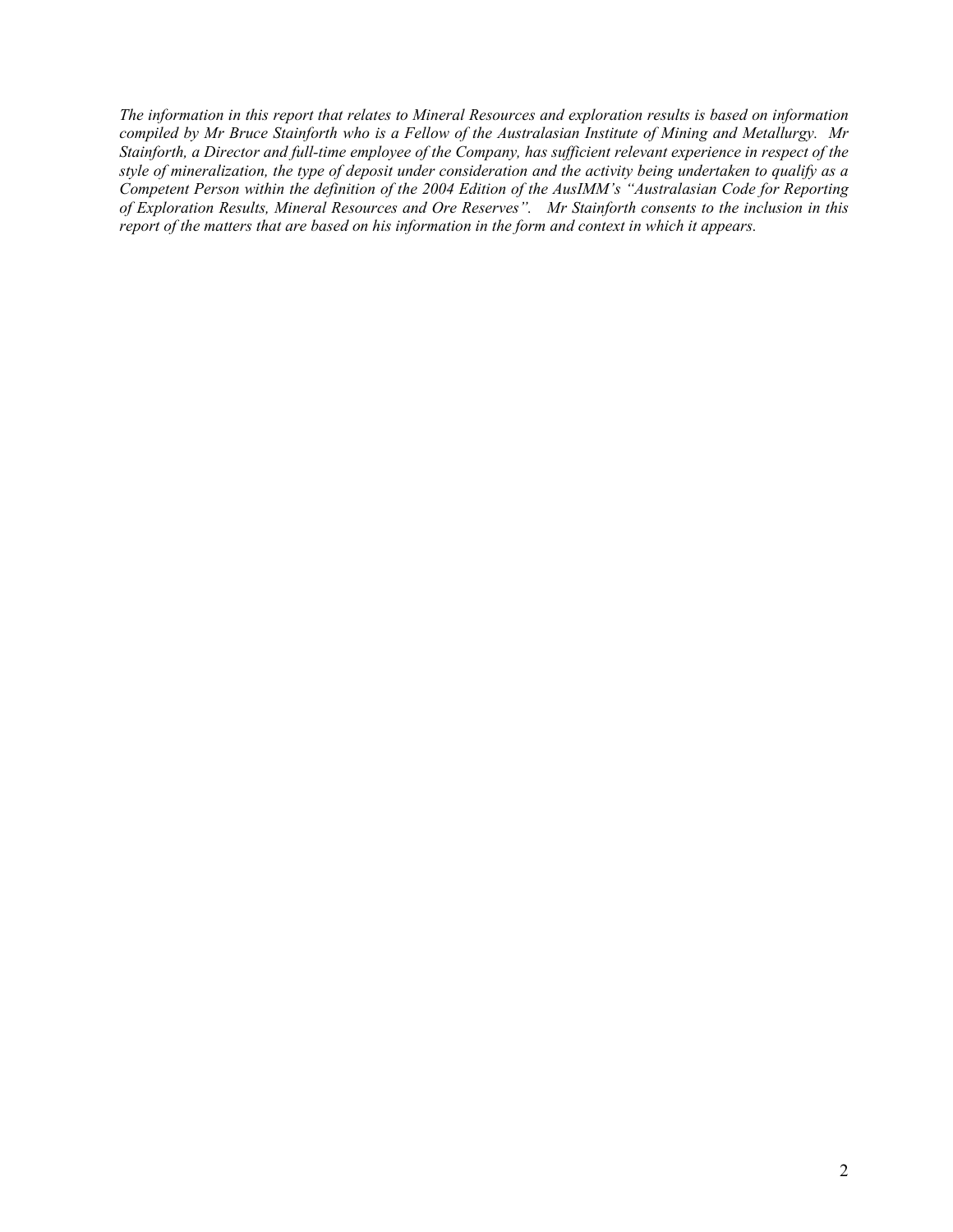*The information in this report that relates to Mineral Resources and exploration results is based on information compiled by Mr Bruce Stainforth who is a Fellow of the Australasian Institute of Mining and Metallurgy. Mr Stainforth, a Director and full-time employee of the Company, has sufficient relevant experience in respect of the style of mineralization, the type of deposit under consideration and the activity being undertaken to qualify as a Competent Person within the definition of the 2004 Edition of the AusIMM's "Australasian Code for Reporting of Exploration Results, Mineral Resources and Ore Reserves". Mr Stainforth consents to the inclusion in this report of the matters that are based on his information in the form and context in which it appears.*